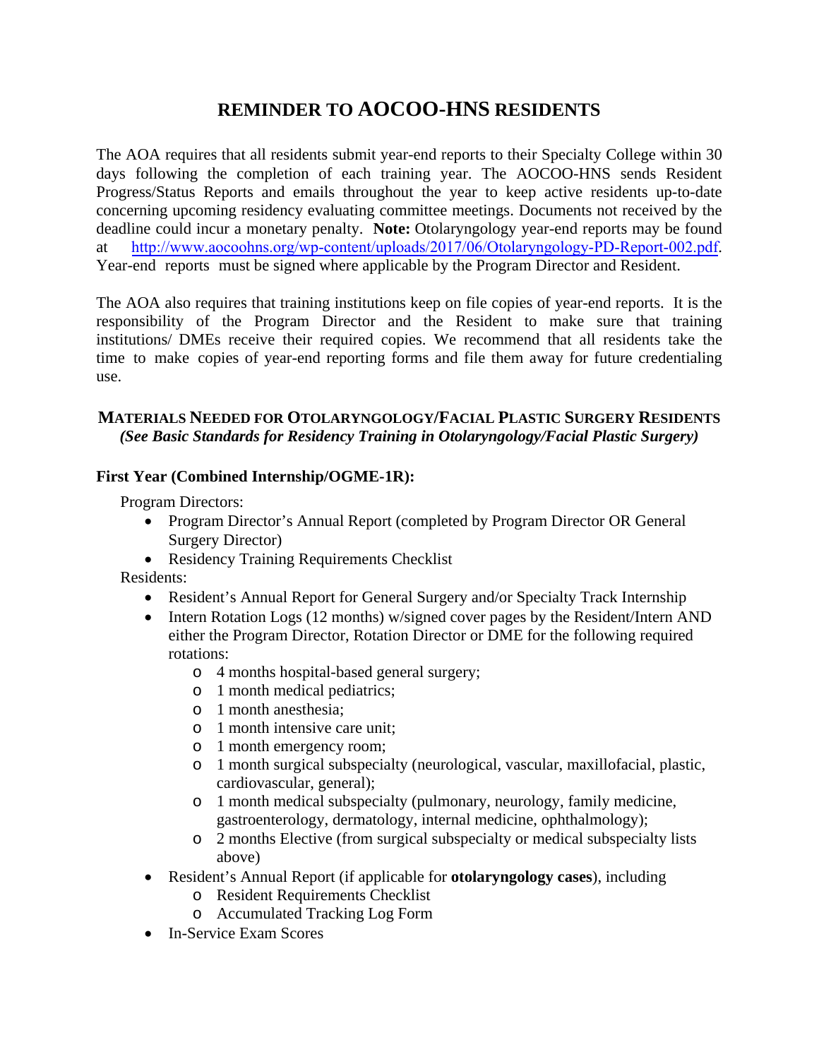# REMINDER TO AOCOO-HNS RESIDENTS

The AOA requires that all residents submit year-end reports to their Specialty College within 30 days following the completion of each training year. The AOCOO-HNS sends Resident Progress/Status Reports and emails throughout the year to keep active residents up-to-date concerning upcoming residency evaluating committee meetings. Documents not received by the deadline could incur a monetary penalty. **Note:** Otolaryngology year-end reports may be found at http://www.aocoohns.org/wp-content/uploads/2017/06/Otolaryngology-PD-Report-002.pdf. Year-end reports must be signed where applicable by the Program Director and Resident.

The AOA also requires that training institutions keep on file copies of year-end reports. It is the responsibility of the Program Director and the Resident to make sure that training institutions/ DMEs receive their required copies. We recommend that all residents take the time to make copies of year-end reporting forms and file them away for future credentialing use.

## MATERIALS NEEDED FOR OTOLARYNGOLOGY/FACIAL PLASTIC SURGERY RESIDENTS

***(See Basic Standards for Residency Training in Otolaryngology/Facial Plastic Surgery)***

### First Year (Combined Internship/OGME-1R):

Program Directors:

- Program Director's Annual Report (completed by Program Director OR General Surgery Director)
- Residency Training Requirements Checklist

Residents:

- Resident's Annual Report for General Surgery and/or Specialty Track Internship
- Intern Rotation Logs (12 months) w/signed cover pages by the Resident/Intern AND either the Program Director, Rotation Director or DME for the following required rotations:
  - 4 months hospital-based general surgery;
  - 1 month medical pediatrics;
  - 1 month anesthesia;
  - 1 month intensive care unit;
  - 1 month emergency room;
  - 1 month surgical subspecialty (neurological, vascular, maxillofacial, plastic, cardiovascular, general);
  - 1 month medical subspecialty (pulmonary, neurology, family medicine, gastroenterology, dermatology, internal medicine, ophthalmology);
  - 2 months Elective (from surgical subspecialty or medical subspecialty lists above)
- Resident's Annual Report (if applicable for **otolaryngology cases**), including
  - Resident Requirements Checklist
  - Accumulated Tracking Log Form
- In-Service Exam Scores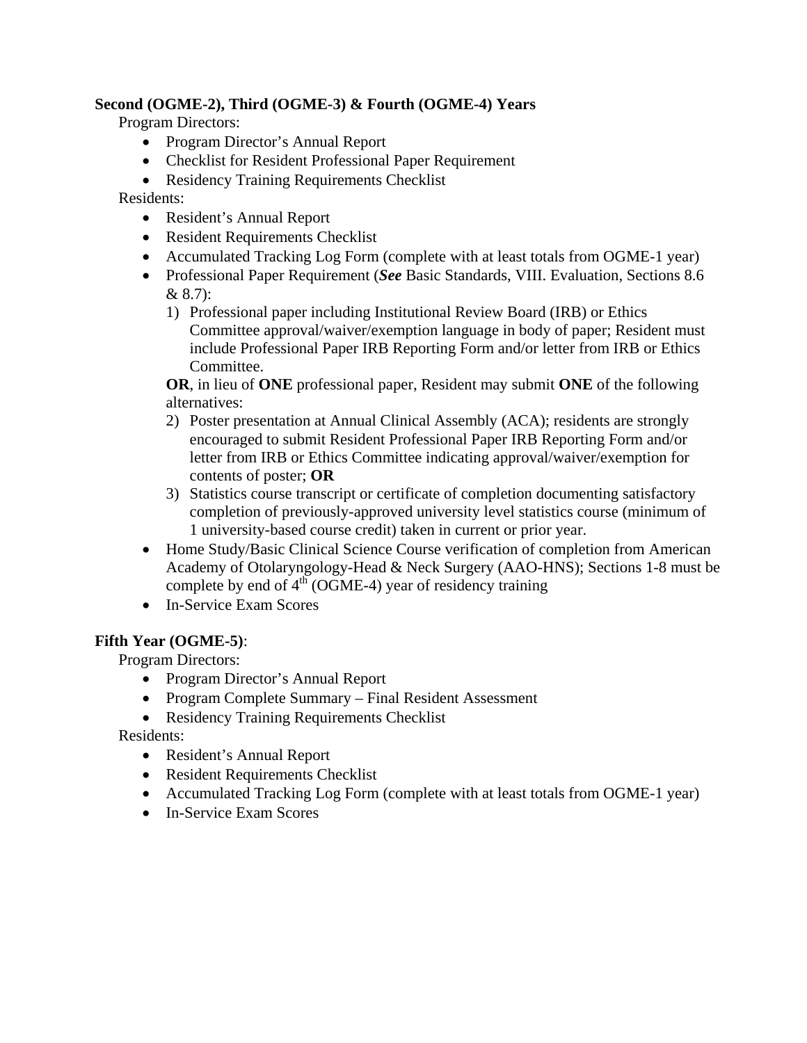**Second (OGME-2), Third (OGME-3) & Fourth (OGME-4) Years**

Program Directors:

- Program Director's Annual Report
- Checklist for Resident Professional Paper Requirement
- Residency Training Requirements Checklist

Residents:

- Resident's Annual Report
- Resident Requirements Checklist
- Accumulated Tracking Log Form (complete with at least totals from OGME-1 year)
- Professional Paper Requirement (***See*** Basic Standards, VIII. Evaluation, Sections 8.6 & 8.7):
  1) Professional paper including Institutional Review Board (IRB) or Ethics Committee approval/waiver/exemption language in body of paper; Resident must include Professional Paper IRB Reporting Form and/or letter from IRB or Ethics Committee.

  **OR**, in lieu of **ONE** professional paper, Resident may submit **ONE** of the following alternatives:

  2) Poster presentation at Annual Clinical Assembly (ACA); residents are strongly encouraged to submit Resident Professional Paper IRB Reporting Form and/or letter from IRB or Ethics Committee indicating approval/waiver/exemption for contents of poster; **OR**
  3) Statistics course transcript or certificate of completion documenting satisfactory completion of previously-approved university level statistics course (minimum of 1 university-based course credit) taken in current or prior year.
- Home Study/Basic Clinical Science Course verification of completion from American Academy of Otolaryngology-Head & Neck Surgery (AAO-HNS); Sections 1-8 must be complete by end of 4th (OGME-4) year of residency training
- In-Service Exam Scores

**Fifth Year (OGME-5)**:

Program Directors:

- Program Director's Annual Report
- Program Complete Summary – Final Resident Assessment
- Residency Training Requirements Checklist

Residents:

- Resident's Annual Report
- Resident Requirements Checklist
- Accumulated Tracking Log Form (complete with at least totals from OGME-1 year)
- In-Service Exam Scores